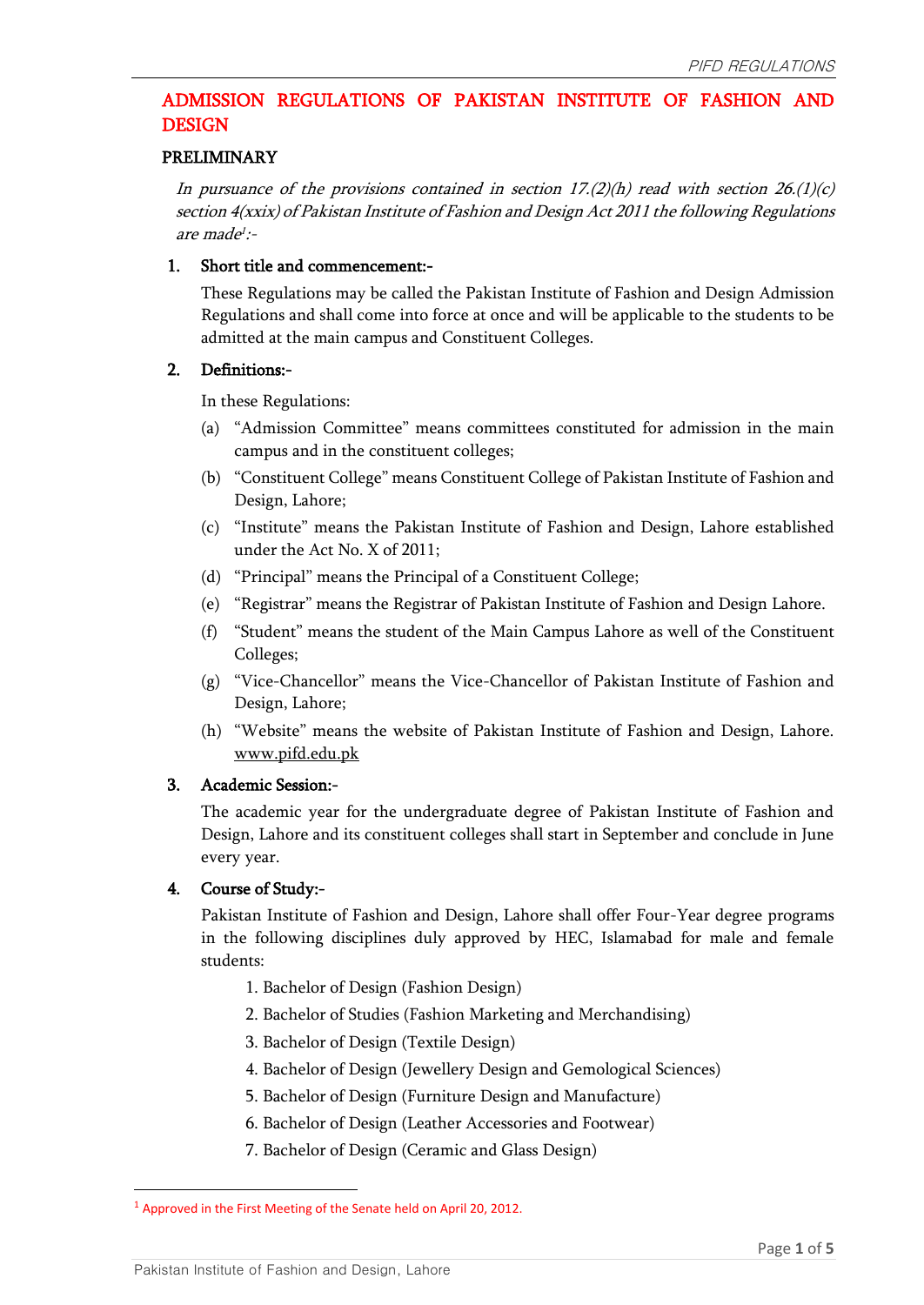# ADMISSION REGULATIONS OF PAKISTAN INSTITUTE OF FASHION AND DESIGN

## PRELIMINARY

*In pursuance of the provisions contained in section 17.(2)(h) read with section 26.(1)(c) section 4(xxix) of Pakistan Institute of Fashion and Design Act 2011 the following Regulations are made[1]:-*

### 1. Short title and commencement:-

These Regulations may be called the Pakistan Institute of Fashion and Design Admission Regulations and shall come into force at once and will be applicable to the students to be admitted at the main campus and Constituent Colleges.

### 2. Definitions:-

In these Regulations:

(a) "Admission Committee" means committees constituted for admission in the main campus and in the constituent colleges;

(b) "Constituent College" means Constituent College of Pakistan Institute of Fashion and Design, Lahore;

(c) "Institute" means the Pakistan Institute of Fashion and Design, Lahore established under the Act No. X of 2011;

(d) "Principal" means the Principal of a Constituent College;

(e) "Registrar" means the Registrar of Pakistan Institute of Fashion and Design Lahore.

(f) "Student" means the student of the Main Campus Lahore as well of the Constituent Colleges;

(g) "Vice-Chancellor" means the Vice-Chancellor of Pakistan Institute of Fashion and Design, Lahore;

(h) "Website" means the website of Pakistan Institute of Fashion and Design, Lahore. www.pifd.edu.pk

### 3. Academic Session:-

The academic year for the undergraduate degree of Pakistan Institute of Fashion and Design, Lahore and its constituent colleges shall start in September and conclude in June every year.

### 4. Course of Study:-

Pakistan Institute of Fashion and Design, Lahore shall offer Four-Year degree programs in the following disciplines duly approved by HEC, Islamabad for male and female students:

1. Bachelor of Design (Fashion Design)
2. Bachelor of Studies (Fashion Marketing and Merchandising)
3. Bachelor of Design (Textile Design)
4. Bachelor of Design (Jewellery Design and Gemological Sciences)
5. Bachelor of Design (Furniture Design and Manufacture)
6. Bachelor of Design (Leather Accessories and Footwear)
7. Bachelor of Design (Ceramic and Glass Design)

---

[1] Approved in the First Meeting of the Senate held on April 20, 2012.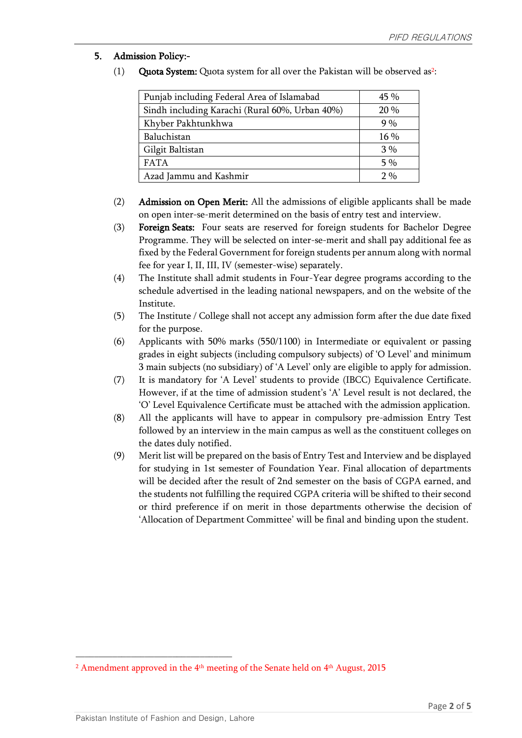## 5. Admission Policy:-

(1) **Quota System:** Quota system for all over the Pakistan will be observed as[2]:

| | |
|---|---|
| Punjab including Federal Area of Islamabad | 45 % |
| Sindh including Karachi (Rural 60%, Urban 40%) | 20 % |
| Khyber Pakhtunkhwa | 9 % |
| Baluchistan | 16 % |
| Gilgit Baltistan | 3 % |
| FATA | 5 % |
| Azad Jammu and Kashmir | 2 % |

(2) **Admission on Open Merit:** All the admissions of eligible applicants shall be made on open inter-se-merit determined on the basis of entry test and interview.

(3) **Foreign Seats:** Four seats are reserved for foreign students for Bachelor Degree Programme. They will be selected on inter-se-merit and shall pay additional fee as fixed by the Federal Government for foreign students per annum along with normal fee for year I, II, III, IV (semester-wise) separately.

(4) The Institute shall admit students in Four-Year degree programs according to the schedule advertised in the leading national newspapers, and on the website of the Institute.

(5) The Institute / College shall not accept any admission form after the due date fixed for the purpose.

(6) Applicants with 50% marks (550/1100) in Intermediate or equivalent or passing grades in eight subjects (including compulsory subjects) of 'O Level' and minimum 3 main subjects (no subsidiary) of 'A Level' only are eligible to apply for admission.

(7) It is mandatory for 'A Level' students to provide (IBCC) Equivalence Certificate. However, if at the time of admission student's 'A' Level result is not declared, the 'O' Level Equivalence Certificate must be attached with the admission application.

(8) All the applicants will have to appear in compulsory pre-admission Entry Test followed by an interview in the main campus as well as the constituent colleges on the dates duly notified.

(9) Merit list will be prepared on the basis of Entry Test and Interview and be displayed for studying in 1st semester of Foundation Year. Final allocation of departments will be decided after the result of 2nd semester on the basis of CGPA earned, and the students not fulfilling the required CGPA criteria will be shifted to their second or third preference if on merit in those departments otherwise the decision of 'Allocation of Department Committee' will be final and binding upon the student.

---

[2] Amendment approved in the 4th meeting of the Senate held on 4th August, 2015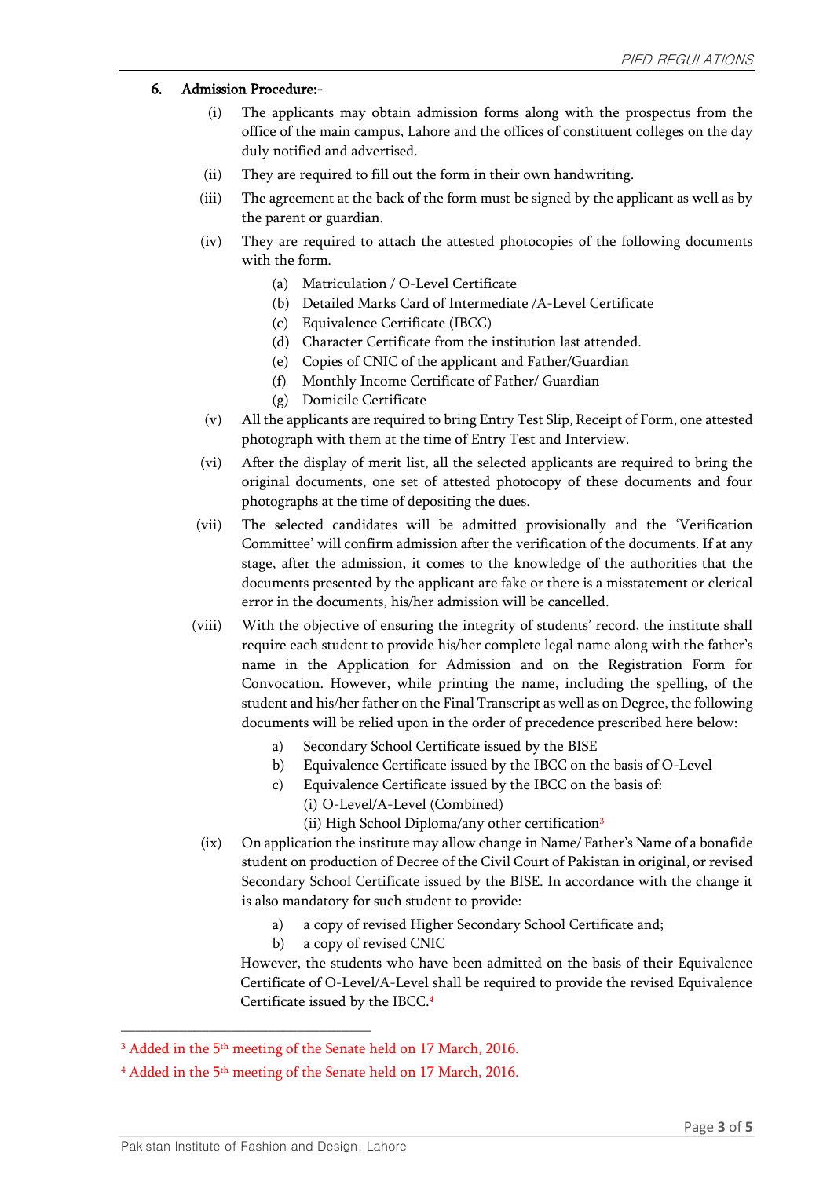**6. Admission Procedure:-**

(i) The applicants may obtain admission forms along with the prospectus from the office of the main campus, Lahore and the offices of constituent colleges on the day duly notified and advertised.

(ii) They are required to fill out the form in their own handwriting.

(iii) The agreement at the back of the form must be signed by the applicant as well as by the parent or guardian.

(iv) They are required to attach the attested photocopies of the following documents with the form.

   (a) Matriculation / O-Level Certificate
   (b) Detailed Marks Card of Intermediate /A-Level Certificate
   (c) Equivalence Certificate (IBCC)
   (d) Character Certificate from the institution last attended.
   (e) Copies of CNIC of the applicant and Father/Guardian
   (f) Monthly Income Certificate of Father/ Guardian
   (g) Domicile Certificate

(v) All the applicants are required to bring Entry Test Slip, Receipt of Form, one attested photograph with them at the time of Entry Test and Interview.

(vi) After the display of merit list, all the selected applicants are required to bring the original documents, one set of attested photocopy of these documents and four photographs at the time of depositing the dues.

(vii) The selected candidates will be admitted provisionally and the 'Verification Committee' will confirm admission after the verification of the documents. If at any stage, after the admission, it comes to the knowledge of the authorities that the documents presented by the applicant are fake or there is a misstatement or clerical error in the documents, his/her admission will be cancelled.

(viii) With the objective of ensuring the integrity of students' record, the institute shall require each student to provide his/her complete legal name along with the father's name in the Application for Admission and on the Registration Form for Convocation. However, while printing the name, including the spelling, of the student and his/her father on the Final Transcript as well as on Degree, the following documents will be relied upon in the order of precedence prescribed here below:

   a) Secondary School Certificate issued by the BISE
   b) Equivalence Certificate issued by the IBCC on the basis of O-Level
   c) Equivalence Certificate issued by the IBCC on the basis of:
      (i) O-Level/A-Level (Combined)
      (ii) High School Diploma/any other certification[3]

(ix) On application the institute may allow change in Name/ Father's Name of a bonafide student on production of Decree of the Civil Court of Pakistan in original, or revised Secondary School Certificate issued by the BISE. In accordance with the change it is also mandatory for such student to provide:

   a) a copy of revised Higher Secondary School Certificate and;
   b) a copy of revised CNIC

   However, the students who have been admitted on the basis of their Equivalence Certificate of O-Level/A-Level shall be required to provide the revised Equivalence Certificate issued by the IBCC.[4]

---

[3] Added in the 5th meeting of the Senate held on 17 March, 2016.

[4] Added in the 5th meeting of the Senate held on 17 March, 2016.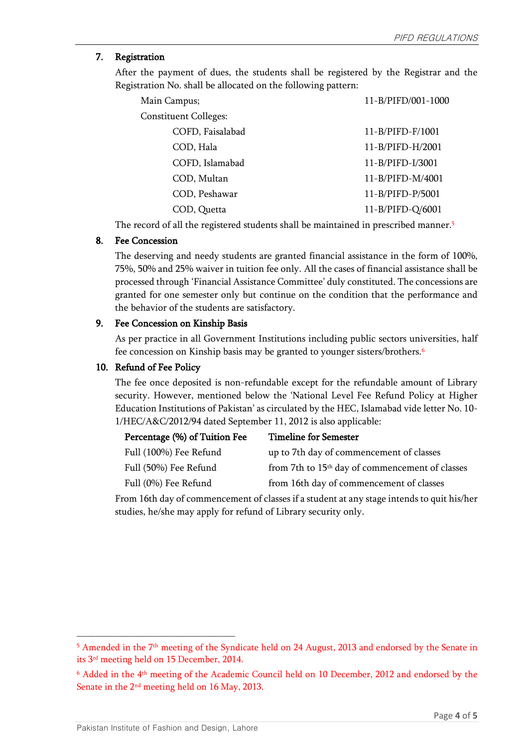### 7. Registration

After the payment of dues, the students shall be registered by the Registrar and the Registration No. shall be allocated on the following pattern:

| | |
|---|---|
| Main Campus; | 11-B/PIFD/001-1000 |
| Constituent Colleges: | |
| COFD, Faisalabad | 11-B/PIFD-F/1001 |
| COD, Hala | 11-B/PIFD-H/2001 |
| COFD, Islamabad | 11-B/PIFD-I/3001 |
| COD, Multan | 11-B/PIFD-M/4001 |
| COD, Peshawar | 11-B/PIFD-P/5001 |
| COD, Quetta | 11-B/PIFD-Q/6001 |

The record of all the registered students shall be maintained in prescribed manner.[5]

### 8. Fee Concession

The deserving and needy students are granted financial assistance in the form of 100%, 75%, 50% and 25% waiver in tuition fee only. All the cases of financial assistance shall be processed through 'Financial Assistance Committee' duly constituted. The concessions are granted for one semester only but continue on the condition that the performance and the behavior of the students are satisfactory.

### 9. Fee Concession on Kinship Basis

As per practice in all Government Institutions including public sectors universities, half fee concession on Kinship basis may be granted to younger sisters/brothers.[6]

### 10. Refund of Fee Policy

The fee once deposited is non-refundable except for the refundable amount of Library security. However, mentioned below the 'National Level Fee Refund Policy at Higher Education Institutions of Pakistan' as circulated by the HEC, Islamabad vide letter No. 10-1/HEC/A&C/2012/94 dated September 11, 2012 is also applicable:

| Percentage (%) of Tuition Fee | Timeline for Semester |
|---|---|
| Full (100%) Fee Refund | up to 7th day of commencement of classes |
| Full (50%) Fee Refund | from 7th to 15th day of commencement of classes |
| Full (0%) Fee Refund | from 16th day of commencement of classes |

From 16th day of commencement of classes if a student at any stage intends to quit his/her studies, he/she may apply for refund of Library security only.

---

[5] Amended in the 7th meeting of the Syndicate held on 24 August, 2013 and endorsed by the Senate in its 3rd meeting held on 15 December, 2014.

[6] Added in the 4th meeting of the Academic Council held on 10 December, 2012 and endorsed by the Senate in the 2nd meeting held on 16 May, 2013.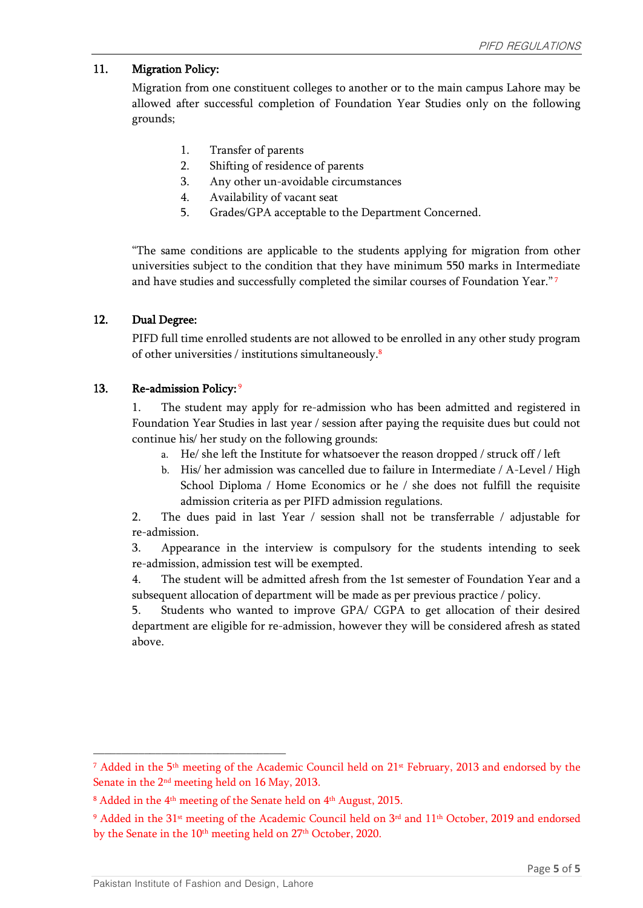## 11. Migration Policy:

Migration from one constituent colleges to another or to the main campus Lahore may be allowed after successful completion of Foundation Year Studies only on the following grounds;

1. Transfer of parents
2. Shifting of residence of parents
3. Any other un-avoidable circumstances
4. Availability of vacant seat
5. Grades/GPA acceptable to the Department Concerned.

"The same conditions are applicable to the students applying for migration from other universities subject to the condition that they have minimum 550 marks in Intermediate and have studies and successfully completed the similar courses of Foundation Year."[7]

## 12. Dual Degree:

PIFD full time enrolled students are not allowed to be enrolled in any other study program of other universities / institutions simultaneously.[8]

## 13. Re-admission Policy:[9]

1. The student may apply for re-admission who has been admitted and registered in Foundation Year Studies in last year / session after paying the requisite dues but could not continue his/ her study on the following grounds:
   a. He/ she left the Institute for whatsoever the reason dropped / struck off / left
   b. His/ her admission was cancelled due to failure in Intermediate / A-Level / High School Diploma / Home Economics or he / she does not fulfill the requisite admission criteria as per PIFD admission regulations.
2. The dues paid in last Year / session shall not be transferrable / adjustable for re-admission.
3. Appearance in the interview is compulsory for the students intending to seek re-admission, admission test will be exempted.
4. The student will be admitted afresh from the 1st semester of Foundation Year and a subsequent allocation of department will be made as per previous practice / policy.
5. Students who wanted to improve GPA/ CGPA to get allocation of their desired department are eligible for re-admission, however they will be considered afresh as stated above.

---

[7] Added in the 5th meeting of the Academic Council held on 21st February, 2013 and endorsed by the Senate in the 2nd meeting held on 16 May, 2013.

[8] Added in the 4th meeting of the Senate held on 4th August, 2015.

[9] Added in the 31st meeting of the Academic Council held on 3rd and 11th October, 2019 and endorsed by the Senate in the 10th meeting held on 27th October, 2020.